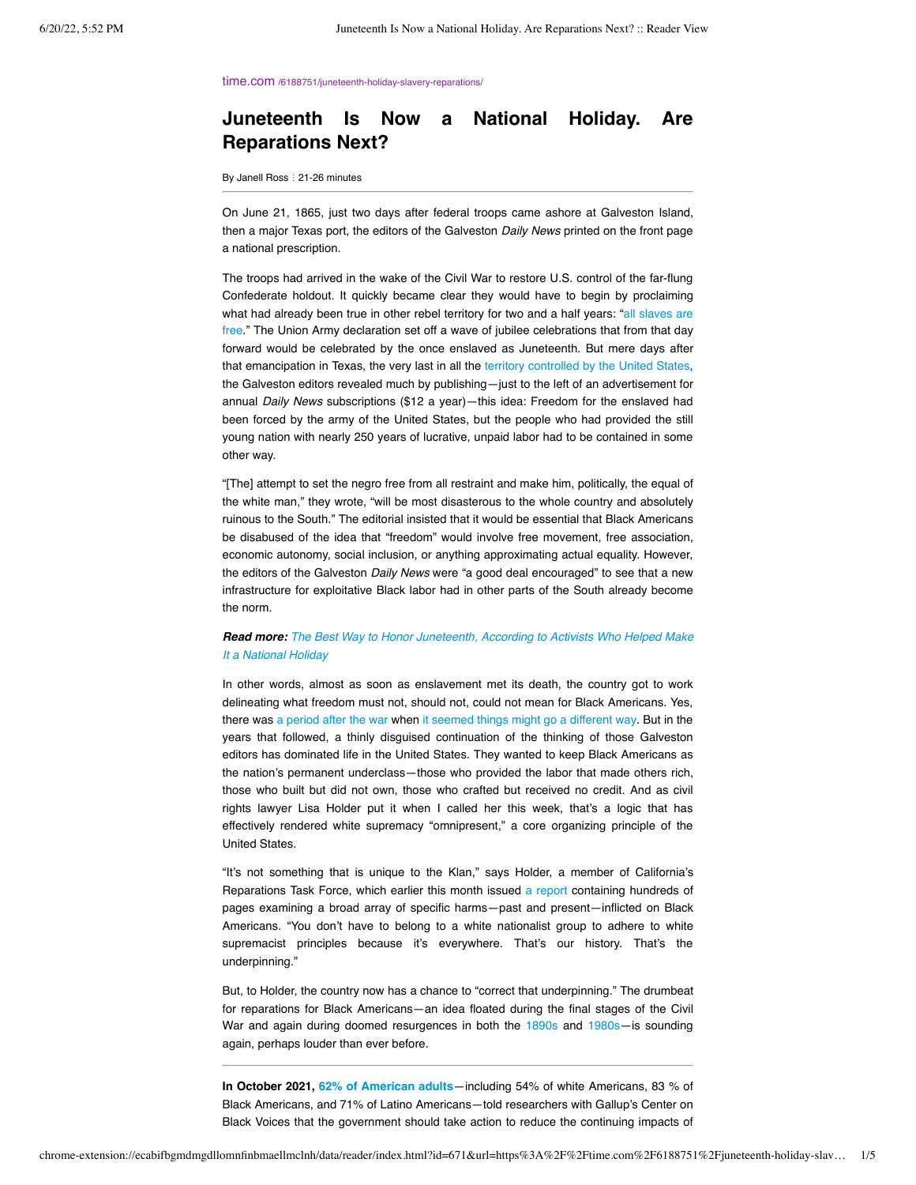time.com /6188751/juneteenth-holiday-slavery-reparations/

# Juneteenth Is Now a National Holiday. Are Reparations Next?

By Janell Ross ⁝ 21-26 minutes

On June 21, 1865, just two days after federal troops came ashore at Galveston Island, then a major Texas port, the editors of the Galveston *Daily News* printed on the front page a national prescription.

The troops had arrived in the wake of the Civil War to restore U.S. control of the far-flung Confederate holdout. It quickly became clear they would have to begin by proclaiming what had already been true in other rebel territory for two and a half years: "all slaves are free." The Union Army declaration set off a wave of jubilee celebrations that from that day forward would be celebrated by the once enslaved as Juneteenth. But mere days after that emancipation in Texas, the very last in all the territory controlled by the United States, the Galveston editors revealed much by publishing—just to the left of an advertisement for annual *Daily News* subscriptions ($12 a year)—this idea: Freedom for the enslaved had been forced by the army of the United States, but the people who had provided the still young nation with nearly 250 years of lucrative, unpaid labor had to be contained in some other way.

"[The] attempt to set the negro free from all restraint and make him, politically, the equal of the white man," they wrote, "will be most disasterous to the whole country and absolutely ruinous to the South." The editorial insisted that it would be essential that Black Americans be disabused of the idea that "freedom" would involve free movement, free association, economic autonomy, social inclusion, or anything approximating actual equality. However, the editors of the Galveston *Daily News* were "a good deal encouraged" to see that a new infrastructure for exploitative Black labor had in other parts of the South already become the norm.

***Read more:*** *The Best Way to Honor Juneteenth, According to Activists Who Helped Make It a National Holiday*

In other words, almost as soon as enslavement met its death, the country got to work delineating what freedom must not, should not, could not mean for Black Americans. Yes, there was a period after the war when it seemed things might go a different way. But in the years that followed, a thinly disguised continuation of the thinking of those Galveston editors has dominated life in the United States. They wanted to keep Black Americans as the nation's permanent underclass—those who provided the labor that made others rich, those who built but did not own, those who crafted but received no credit. And as civil rights lawyer Lisa Holder put it when I called her this week, that's a logic that has effectively rendered white supremacy "omnipresent," a core organizing principle of the United States.

"It's not something that is unique to the Klan," says Holder, a member of California's Reparations Task Force, which earlier this month issued a report containing hundreds of pages examining a broad array of specific harms—past and present—inflicted on Black Americans. "You don't have to belong to a white nationalist group to adhere to white supremacist principles because it's everywhere. That's our history. That's the underpinning."

But, to Holder, the country now has a chance to "correct that underpinning." The drumbeat for reparations for Black Americans—an idea floated during the final stages of the Civil War and again during doomed resurgences in both the 1890s and 1980s—is sounding again, perhaps louder than ever before.

---

**In October 2021, 62% of American adults**—including 54% of white Americans, 83 % of Black Americans, and 71% of Latino Americans—told researchers with Gallup's Center on Black Voices that the government should take action to reduce the continuing impacts of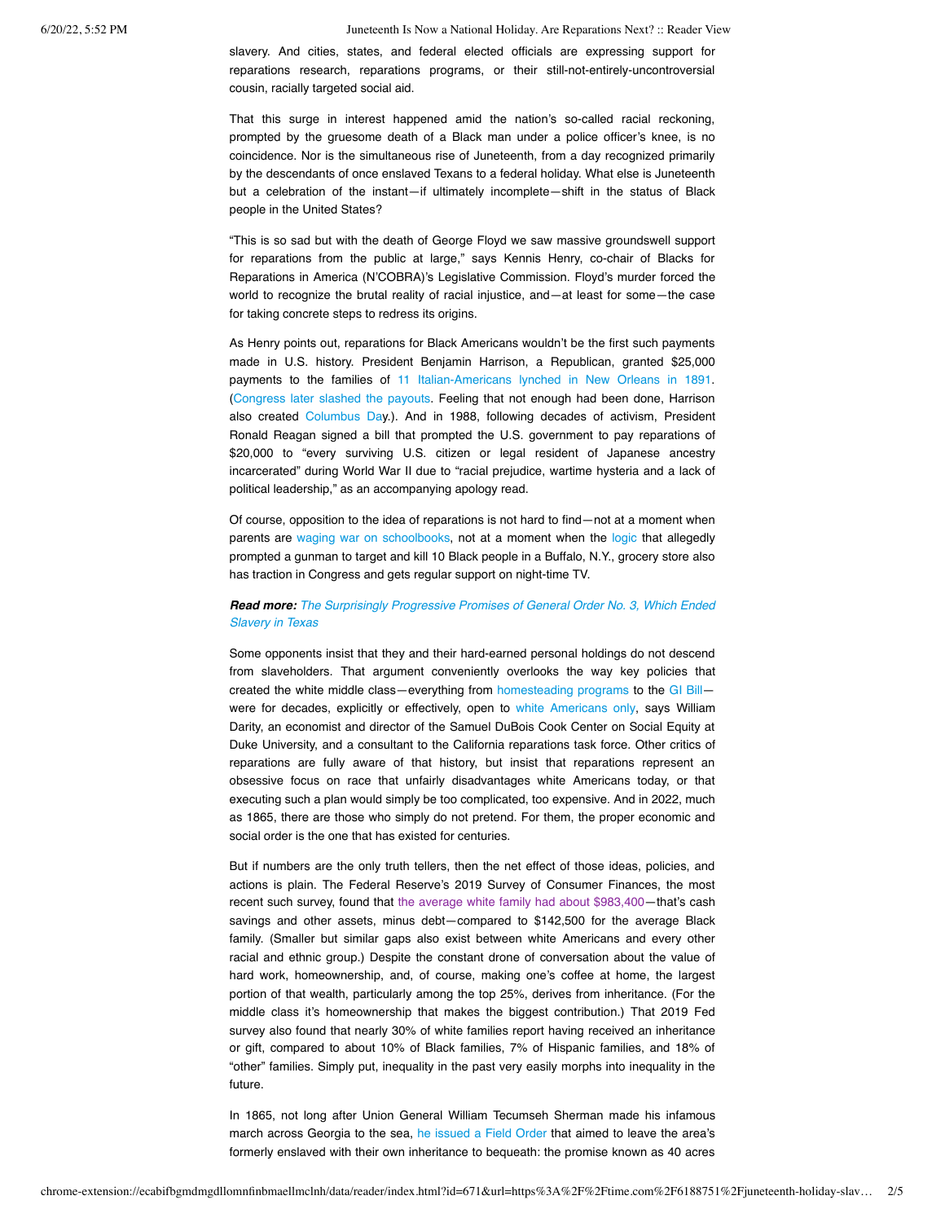slavery. And cities, states, and federal elected officials are expressing support for reparations research, reparations programs, or their still-not-entirely-uncontroversial cousin, racially targeted social aid.

That this surge in interest happened amid the nation's so-called racial reckoning, prompted by the gruesome death of a Black man under a police officer's knee, is no coincidence. Nor is the simultaneous rise of Juneteenth, from a day recognized primarily by the descendants of once enslaved Texans to a federal holiday. What else is Juneteenth but a celebration of the instant—if ultimately incomplete—shift in the status of Black people in the United States?

"This is so sad but with the death of George Floyd we saw massive groundswell support for reparations from the public at large," says Kennis Henry, co-chair of Blacks for Reparations in America (N'COBRA)'s Legislative Commission. Floyd's murder forced the world to recognize the brutal reality of racial injustice, and—at least for some—the case for taking concrete steps to redress its origins.

As Henry points out, reparations for Black Americans wouldn't be the first such payments made in U.S. history. President Benjamin Harrison, a Republican, granted $25,000 payments to the families of 11 Italian-Americans lynched in New Orleans in 1891. (Congress later slashed the payouts. Feeling that not enough had been done, Harrison also created Columbus Day.). And in 1988, following decades of activism, President Ronald Reagan signed a bill that prompted the U.S. government to pay reparations of $20,000 to "every surviving U.S. citizen or legal resident of Japanese ancestry incarcerated" during World War II due to "racial prejudice, wartime hysteria and a lack of political leadership," as an accompanying apology read.

Of course, opposition to the idea of reparations is not hard to find—not at a moment when parents are waging war on schoolbooks, not at a moment when the logic that allegedly prompted a gunman to target and kill 10 Black people in a Buffalo, N.Y., grocery store also has traction in Congress and gets regular support on night-time TV.

***Read more:*** *The Surprisingly Progressive Promises of General Order No. 3, Which Ended Slavery in Texas*

Some opponents insist that they and their hard-earned personal holdings do not descend from slaveholders. That argument conveniently overlooks the way key policies that created the white middle class—everything from homesteading programs to the GI Bill—were for decades, explicitly or effectively, open to white Americans only, says William Darity, an economist and director of the Samuel DuBois Cook Center on Social Equity at Duke University, and a consultant to the California reparations task force. Other critics of reparations are fully aware of that history, but insist that reparations represent an obsessive focus on race that unfairly disadvantages white Americans today, or that executing such a plan would simply be too complicated, too expensive. And in 2022, much as 1865, there are those who simply do not pretend. For them, the proper economic and social order is the one that has existed for centuries.

But if numbers are the only truth tellers, then the net effect of those ideas, policies, and actions is plain. The Federal Reserve's 2019 Survey of Consumer Finances, the most recent such survey, found that the average white family had about $983,400—that's cash savings and other assets, minus debt—compared to $142,500 for the average Black family. (Smaller but similar gaps also exist between white Americans and every other racial and ethnic group.) Despite the constant drone of conversation about the value of hard work, homeownership, and, of course, making one's coffee at home, the largest portion of that wealth, particularly among the top 25%, derives from inheritance. (For the middle class it's homeownership that makes the biggest contribution.) That 2019 Fed survey also found that nearly 30% of white families report having received an inheritance or gift, compared to about 10% of Black families, 7% of Hispanic families, and 18% of "other" families. Simply put, inequality in the past very easily morphs into inequality in the future.

In 1865, not long after Union General William Tecumseh Sherman made his infamous march across Georgia to the sea, he issued a Field Order that aimed to leave the area's formerly enslaved with their own inheritance to bequeath: the promise known as 40 acres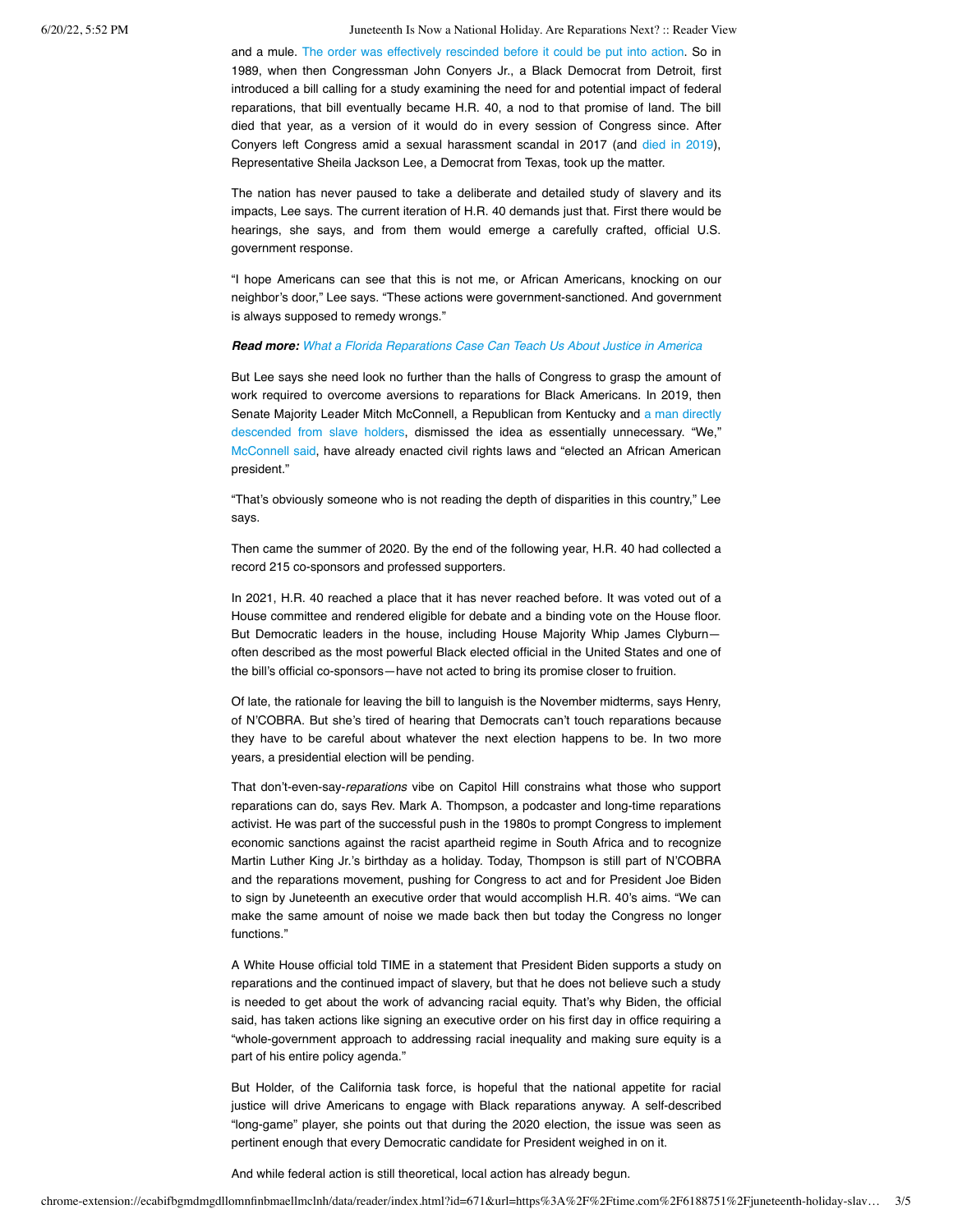and a mule. The order was effectively rescinded before it could be put into action. So in 1989, when then Congressman John Conyers Jr., a Black Democrat from Detroit, first introduced a bill calling for a study examining the need for and potential impact of federal reparations, that bill eventually became H.R. 40, a nod to that promise of land. The bill died that year, as a version of it would do in every session of Congress since. After Conyers left Congress amid a sexual harassment scandal in 2017 (and died in 2019), Representative Sheila Jackson Lee, a Democrat from Texas, took up the matter.

The nation has never paused to take a deliberate and detailed study of slavery and its impacts, Lee says. The current iteration of H.R. 40 demands just that. First there would be hearings, she says, and from them would emerge a carefully crafted, official U.S. government response.

"I hope Americans can see that this is not me, or African Americans, knocking on our neighbor's door," Lee says. "These actions were government-sanctioned. And government is always supposed to remedy wrongs."

***Read more:*** *What a Florida Reparations Case Can Teach Us About Justice in America*

But Lee says she need look no further than the halls of Congress to grasp the amount of work required to overcome aversions to reparations for Black Americans. In 2019, then Senate Majority Leader Mitch McConnell, a Republican from Kentucky and a man directly descended from slave holders, dismissed the idea as essentially unnecessary. "We," McConnell said, have already enacted civil rights laws and "elected an African American president."

"That's obviously someone who is not reading the depth of disparities in this country," Lee says.

Then came the summer of 2020. By the end of the following year, H.R. 40 had collected a record 215 co-sponsors and professed supporters.

In 2021, H.R. 40 reached a place that it has never reached before. It was voted out of a House committee and rendered eligible for debate and a binding vote on the House floor. But Democratic leaders in the house, including House Majority Whip James Clyburn—often described as the most powerful Black elected official in the United States and one of the bill's official co-sponsors—have not acted to bring its promise closer to fruition.

Of late, the rationale for leaving the bill to languish is the November midterms, says Henry, of N'COBRA. But she's tired of hearing that Democrats can't touch reparations because they have to be careful about whatever the next election happens to be. In two more years, a presidential election will be pending.

That don't-even-say-*reparations* vibe on Capitol Hill constrains what those who support reparations can do, says Rev. Mark A. Thompson, a podcaster and long-time reparations activist. He was part of the successful push in the 1980s to prompt Congress to implement economic sanctions against the racist apartheid regime in South Africa and to recognize Martin Luther King Jr.'s birthday as a holiday. Today, Thompson is still part of N'COBRA and the reparations movement, pushing for Congress to act and for President Joe Biden to sign by Juneteenth an executive order that would accomplish H.R. 40's aims. "We can make the same amount of noise we made back then but today the Congress no longer functions."

A White House official told TIME in a statement that President Biden supports a study on reparations and the continued impact of slavery, but that he does not believe such a study is needed to get about the work of advancing racial equity. That's why Biden, the official said, has taken actions like signing an executive order on his first day in office requiring a "whole-government approach to addressing racial inequality and making sure equity is a part of his entire policy agenda."

But Holder, of the California task force, is hopeful that the national appetite for racial justice will drive Americans to engage with Black reparations anyway. A self-described "long-game" player, she points out that during the 2020 election, the issue was seen as pertinent enough that every Democratic candidate for President weighed in on it.

And while federal action is still theoretical, local action has already begun.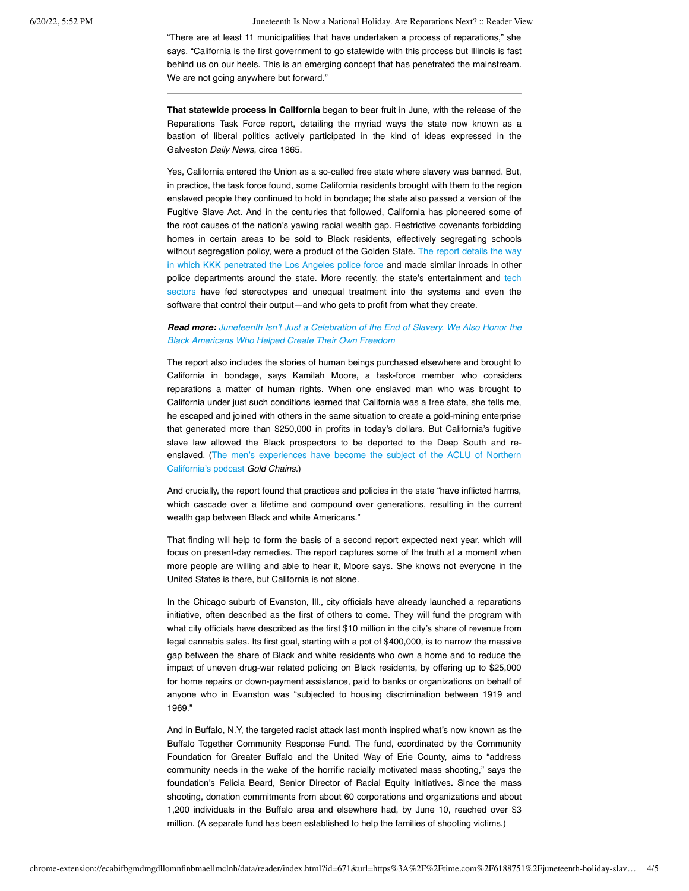"There are at least 11 municipalities that have undertaken a process of reparations," she says. "California is the first government to go statewide with this process but Illinois is fast behind us on our heels. This is an emerging concept that has penetrated the mainstream. We are not going anywhere but forward."

---

**That statewide process in California** began to bear fruit in June, with the release of the Reparations Task Force report, detailing the myriad ways the state now known as a bastion of liberal politics actively participated in the kind of ideas expressed in the Galveston *Daily News*, circa 1865.

Yes, California entered the Union as a so-called free state where slavery was banned. But, in practice, the task force found, some California residents brought with them to the region enslaved people they continued to hold in bondage; the state also passed a version of the Fugitive Slave Act. And in the centuries that followed, California has pioneered some of the root causes of the nation's yawing racial wealth gap. Restrictive covenants forbidding homes in certain areas to be sold to Black residents, effectively segregating schools without segregation policy, were a product of the Golden State. The report details the way in which KKK penetrated the Los Angeles police force and made similar inroads in other police departments around the state. More recently, the state's entertainment and tech sectors have fed stereotypes and unequal treatment into the systems and even the software that control their output—and who gets to profit from what they create.

***Read more:*** *Juneteenth Isn't Just a Celebration of the End of Slavery. We Also Honor the Black Americans Who Helped Create Their Own Freedom*

The report also includes the stories of human beings purchased elsewhere and brought to California in bondage, says Kamilah Moore, a task-force member who considers reparations a matter of human rights. When one enslaved man who was brought to California under just such conditions learned that California was a free state, she tells me, he escaped and joined with others in the same situation to create a gold-mining enterprise that generated more than $250,000 in profits in today's dollars. But California's fugitive slave law allowed the Black prospectors to be deported to the Deep South and re-enslaved. (The men's experiences have become the subject of the ACLU of Northern California's podcast *Gold Chains*.)

And crucially, the report found that practices and policies in the state "have inflicted harms, which cascade over a lifetime and compound over generations, resulting in the current wealth gap between Black and white Americans."

That finding will help to form the basis of a second report expected next year, which will focus on present-day remedies. The report captures some of the truth at a moment when more people are willing and able to hear it, Moore says. She knows not everyone in the United States is there, but California is not alone.

In the Chicago suburb of Evanston, Ill., city officials have already launched a reparations initiative, often described as the first of others to come. They will fund the program with what city officials have described as the first $10 million in the city's share of revenue from legal cannabis sales. Its first goal, starting with a pot of $400,000, is to narrow the massive gap between the share of Black and white residents who own a home and to reduce the impact of uneven drug-war related policing on Black residents, by offering up to $25,000 for home repairs or down-payment assistance, paid to banks or organizations on behalf of anyone who in Evanston was "subjected to housing discrimination between 1919 and 1969."

And in Buffalo, N.Y, the targeted racist attack last month inspired what's now known as the Buffalo Together Community Response Fund. The fund, coordinated by the Community Foundation for Greater Buffalo and the United Way of Erie County, aims to "address community needs in the wake of the horrific racially motivated mass shooting," says the foundation's Felicia Beard, Senior Director of Racial Equity Initiatives**.** Since the mass shooting, donation commitments from about 60 corporations and organizations and about 1,200 individuals in the Buffalo area and elsewhere had, by June 10, reached over $3 million. (A separate fund has been established to help the families of shooting victims.)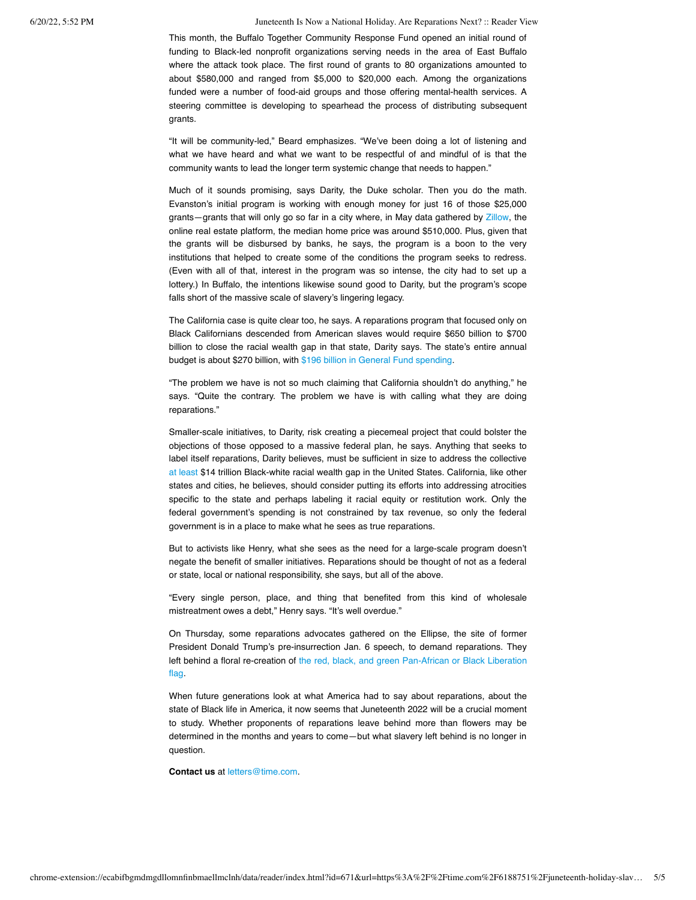This month, the Buffalo Together Community Response Fund opened an initial round of funding to Black-led nonprofit organizations serving needs in the area of East Buffalo where the attack took place. The first round of grants to 80 organizations amounted to about $580,000 and ranged from $5,000 to $20,000 each. Among the organizations funded were a number of food-aid groups and those offering mental-health services. A steering committee is developing to spearhead the process of distributing subsequent grants.

"It will be community-led," Beard emphasizes. "We've been doing a lot of listening and what we have heard and what we want to be respectful of and mindful of is that the community wants to lead the longer term systemic change that needs to happen."

Much of it sounds promising, says Darity, the Duke scholar. Then you do the math. Evanston's initial program is working with enough money for just 16 of those $25,000 grants—grants that will only go so far in a city where, in May data gathered by Zillow, the online real estate platform, the median home price was around $510,000. Plus, given that the grants will be disbursed by banks, he says, the program is a boon to the very institutions that helped to create some of the conditions the program seeks to redress. (Even with all of that, interest in the program was so intense, the city had to set up a lottery.) In Buffalo, the intentions likewise sound good to Darity, but the program's scope falls short of the massive scale of slavery's lingering legacy.

The California case is quite clear too, he says. A reparations program that focused only on Black Californians descended from American slaves would require $650 billion to $700 billion to close the racial wealth gap in that state, Darity says. The state's entire annual budget is about $270 billion, with $196 billion in General Fund spending.

"The problem we have is not so much claiming that California shouldn't do anything," he says. "Quite the contrary. The problem we have is with calling what they are doing reparations."

Smaller-scale initiatives, to Darity, risk creating a piecemeal project that could bolster the objections of those opposed to a massive federal plan, he says. Anything that seeks to label itself reparations, Darity believes, must be sufficient in size to address the collective at least $14 trillion Black-white racial wealth gap in the United States. California, like other states and cities, he believes, should consider putting its efforts into addressing atrocities specific to the state and perhaps labeling it racial equity or restitution work. Only the federal government's spending is not constrained by tax revenue, so only the federal government is in a place to make what he sees as true reparations.

But to activists like Henry, what she sees as the need for a large-scale program doesn't negate the benefit of smaller initiatives. Reparations should be thought of not as a federal or state, local or national responsibility, she says, but all of the above.

"Every single person, place, and thing that benefited from this kind of wholesale mistreatment owes a debt," Henry says. "It's well overdue."

On Thursday, some reparations advocates gathered on the Ellipse, the site of former President Donald Trump's pre-insurrection Jan. 6 speech, to demand reparations. They left behind a floral re-creation of the red, black, and green Pan-African or Black Liberation flag.

When future generations look at what America had to say about reparations, about the state of Black life in America, it now seems that Juneteenth 2022 will be a crucial moment to study. Whether proponents of reparations leave behind more than flowers may be determined in the months and years to come—but what slavery left behind is no longer in question.

**Contact us** at letters@time.com.